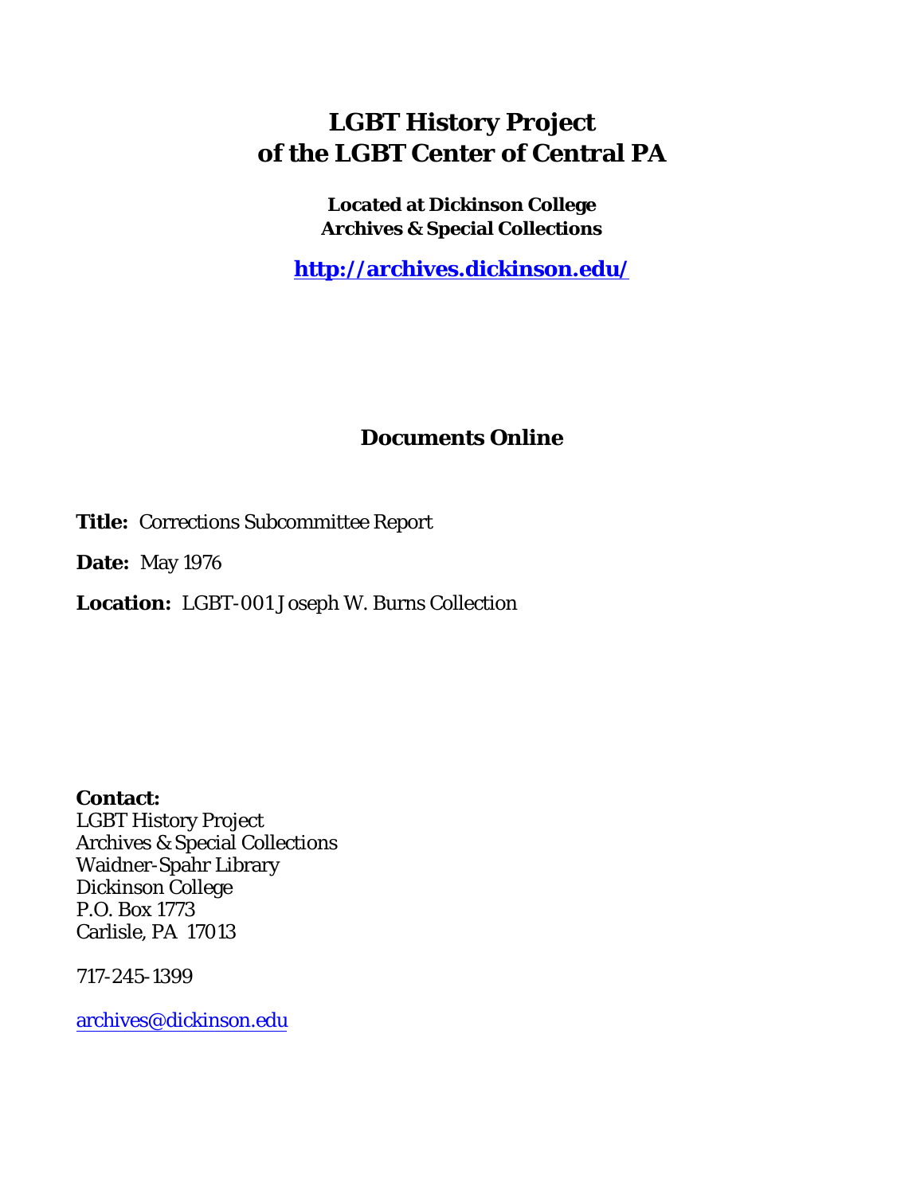# LGBT History Project of the LGBT Center of Central PA

**Located at Dickinson College Archives & Special Collections**

**http://archives.dickinson.edu/**

## Documents Online

**Title:** Corrections Subcommittee Report

**Date:** May 1976

**Location:** LGBT-001 Joseph W. Burns Collection

**Contact:**
LGBT History Project
Archives & Special Collections
Waidner-Spahr Library
Dickinson College
P.O. Box 1773
Carlisle, PA 17013

717-245-1399

archives@dickinson.edu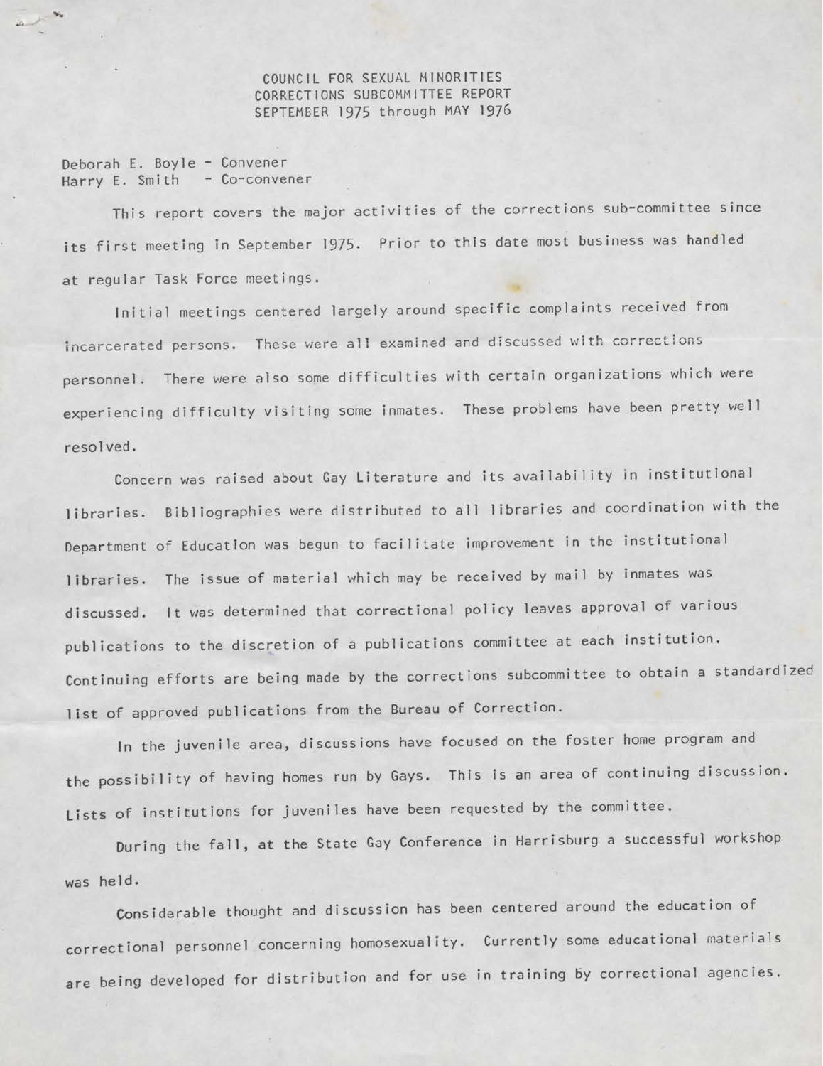COUNCIL FOR SEXUAL MINORITIES
CORRECTIONS SUBCOMMITTEE REPORT
SEPTEMBER 1975 through MAY 1976

Deborah E. Boyle - Convener
Harry E. Smith - Co-convener

This report covers the major activities of the corrections sub-committee since its first meeting in September 1975. Prior to this date most business was handled at regular Task Force meetings.

Initial meetings centered largely around specific complaints received from incarcerated persons. These were all examined and discussed with corrections personnel. There were also some difficulties with certain organizations which were experiencing difficulty visiting some inmates. These problems have been pretty well resolved.

Concern was raised about Gay Literature and its availability in institutional libraries. Bibliographies were distributed to all libraries and coordination with the Department of Education was begun to facilitate improvement in the institutional libraries. The issue of material which may be received by mail by inmates was discussed. It was determined that correctional policy leaves approval of various publications to the discretion of a publications committee at each institution. Continuing efforts are being made by the corrections subcommittee to obtain a standardized list of approved publications from the Bureau of Correction.

In the juvenile area, discussions have focused on the foster home program and the possibility of having homes run by Gays. This is an area of continuing discussion. Lists of institutions for juveniles have been requested by the committee.

During the fall, at the State Gay Conference in Harrisburg a successful workshop was held.

Considerable thought and discussion has been centered around the education of correctional personnel concerning homosexuality. Currently some educational materials are being developed for distribution and for use in training by correctional agencies.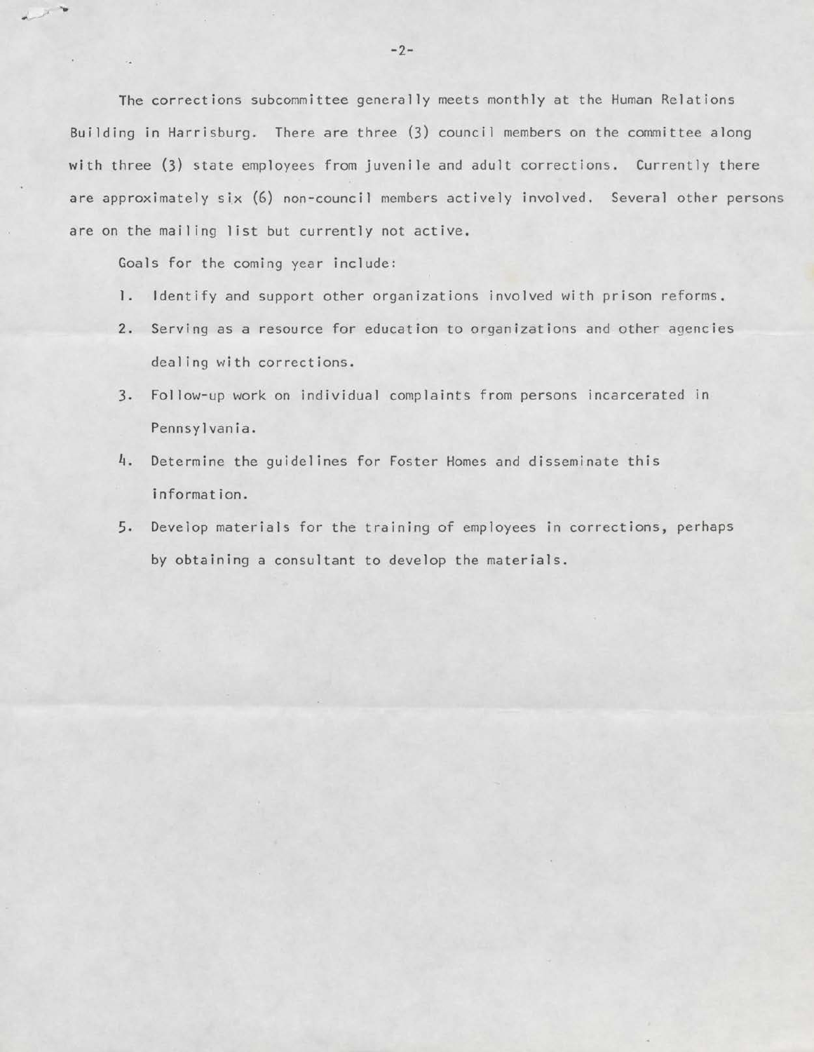The corrections subcommittee generally meets monthly at the Human Relations Building in Harrisburg. There are three (3) council members on the committee along with three (3) state employees from juvenile and adult corrections. Currently there are approximately six (6) non-council members actively involved. Several other persons are on the mailing list but currently not active.

Goals for the coming year include:

1. Identify and support other organizations involved with prison reforms.
2. Serving as a resource for education to organizations and other agencies dealing with corrections.
3. Follow-up work on individual complaints from persons incarcerated in Pennsylvania.
4. Determine the guidelines for Foster Homes and disseminate this information.
5. Develop materials for the training of employees in corrections, perhaps by obtaining a consultant to develop the materials.